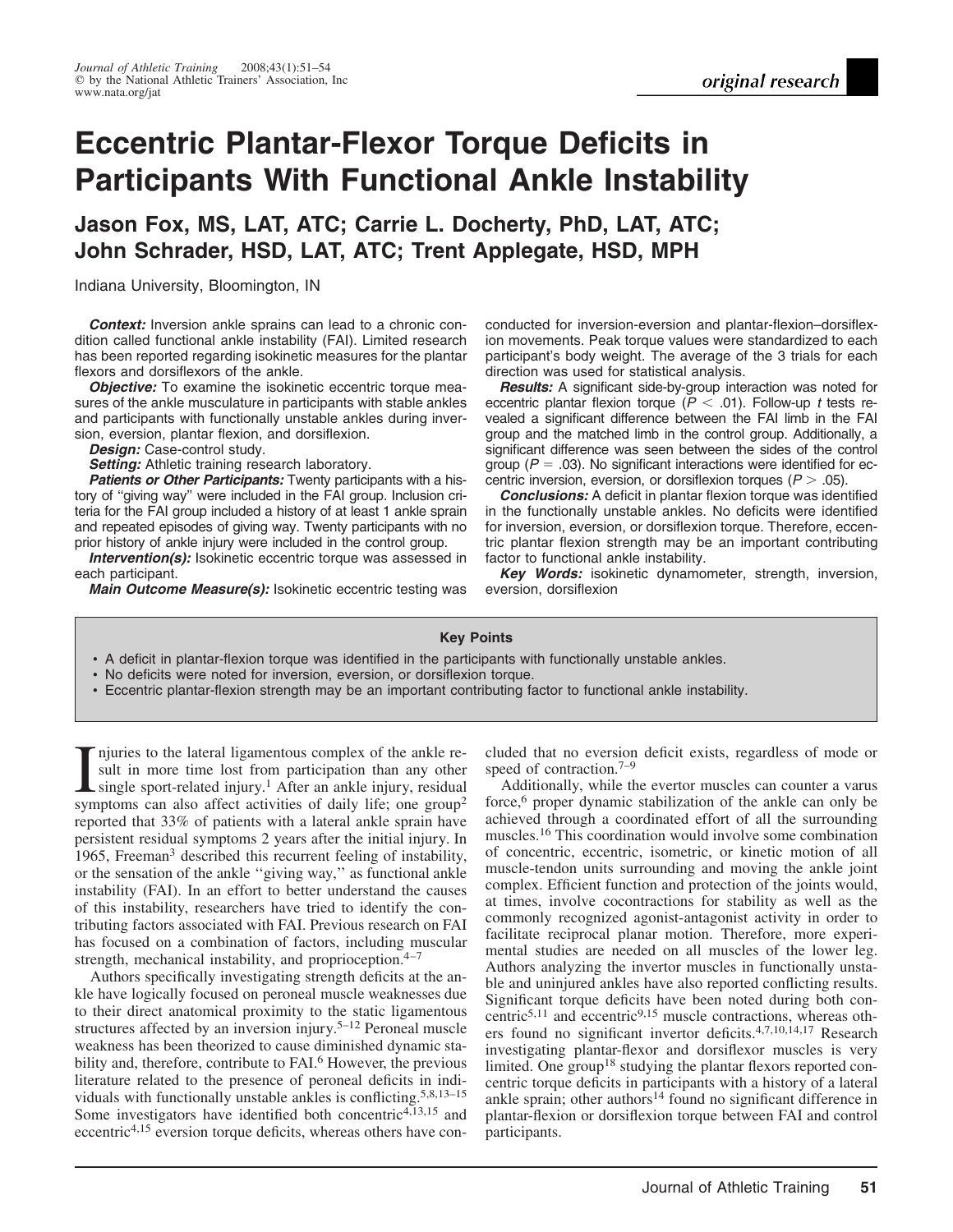original research

# Eccentric Plantar-Flexor Torque Deficits in Participants With Functional Ankle Instability

**Jason Fox, MS, LAT, ATC; Carrie L. Docherty, PhD, LAT, ATC; John Schrader, HSD, LAT, ATC; Trent Applegate, HSD, MPH**

Indiana University, Bloomington, IN

***Context:*** Inversion ankle sprains can lead to a chronic condition called functional ankle instability (FAI). Limited research has been reported regarding isokinetic measures for the plantar flexors and dorsiflexors of the ankle.

***Objective:*** To examine the isokinetic eccentric torque measures of the ankle musculature in participants with stable ankles and participants with functionally unstable ankles during inversion, eversion, plantar flexion, and dorsiflexion.

***Design:*** Case-control study.

***Setting:*** Athletic training research laboratory.

***Patients or Other Participants:*** Twenty participants with a history of "giving way" were included in the FAI group. Inclusion criteria for the FAI group included a history of at least 1 ankle sprain and repeated episodes of giving way. Twenty participants with no prior history of ankle injury were included in the control group.

***Intervention(s):*** Isokinetic eccentric torque was assessed in each participant.

***Main Outcome Measure(s):*** Isokinetic eccentric testing was conducted for inversion-eversion and plantar-flexion–dorsiflexion movements. Peak torque values were standardized to each participant's body weight. The average of the 3 trials for each direction was used for statistical analysis.

***Results:*** A significant side-by-group interaction was noted for eccentric plantar flexion torque ($P < .01$). Follow-up *t* tests revealed a significant difference between the FAI limb in the FAI group and the matched limb in the control group. Additionally, a significant difference was seen between the sides of the control group ($P = .03$). No significant interactions were identified for eccentric inversion, eversion, or dorsiflexion torques ($P > .05$).

***Conclusions:*** A deficit in plantar flexion torque was identified in the functionally unstable ankles. No deficits were identified for inversion, eversion, or dorsiflexion torque. Therefore, eccentric plantar flexion strength may be an important contributing factor to functional ankle instability.

***Key Words:*** isokinetic dynamometer, strength, inversion, eversion, dorsiflexion

**Key Points**

- A deficit in plantar-flexion torque was identified in the participants with functionally unstable ankles.
- No deficits were noted for inversion, eversion, or dorsiflexion torque.
- Eccentric plantar-flexion strength may be an important contributing factor to functional ankle instability.

Injuries to the lateral ligamentous complex of the ankle result in more time lost from participation than any other single sport-related injury.[1] After an ankle injury, residual symptoms can also affect activities of daily life; one group[2] reported that 33% of patients with a lateral ankle sprain have persistent residual symptoms 2 years after the initial injury. In 1965, Freeman[3] described this recurrent feeling of instability, or the sensation of the ankle ''giving way,'' as functional ankle instability (FAI). In an effort to better understand the causes of this instability, researchers have tried to identify the contributing factors associated with FAI. Previous research on FAI has focused on a combination of factors, including muscular strength, mechanical instability, and proprioception.[4–7]

Authors specifically investigating strength deficits at the ankle have logically focused on peroneal muscle weaknesses due to their direct anatomical proximity to the static ligamentous structures affected by an inversion injury.[5–12] Peroneal muscle weakness has been theorized to cause diminished dynamic stability and, therefore, contribute to FAI.[6] However, the previous literature related to the presence of peroneal deficits in individuals with functionally unstable ankles is conflicting.[5,8,13–15] Some investigators have identified both concentric[4,13,15] and eccentric[4,15] eversion torque deficits, whereas others have concluded that no eversion deficit exists, regardless of mode or speed of contraction.[7–9]

Additionally, while the evertor muscles can counter a varus force,[6] proper dynamic stabilization of the ankle can only be achieved through a coordinated effort of all the surrounding muscles.[16] This coordination would involve some combination of concentric, eccentric, isometric, or kinetic motion of all muscle-tendon units surrounding and moving the ankle joint complex. Efficient function and protection of the joints would, at times, involve cocontractions for stability as well as the commonly recognized agonist-antagonist activity in order to facilitate reciprocal planar motion. Therefore, more experimental studies are needed on all muscles of the lower leg. Authors analyzing the invertor muscles in functionally unstable and uninjured ankles have also reported conflicting results. Significant torque deficits have been noted during both concentric[5,11] and eccentric[9,15] muscle contractions, whereas others found no significant invertor deficits.[4,7,10,14,17] Research investigating plantar-flexor and dorsiflexor muscles is very limited. One group[18] studying the plantar flexors reported concentric torque deficits in participants with a history of a lateral ankle sprain; other authors[14] found no significant difference in plantar-flexion or dorsiflexion torque between FAI and control participants.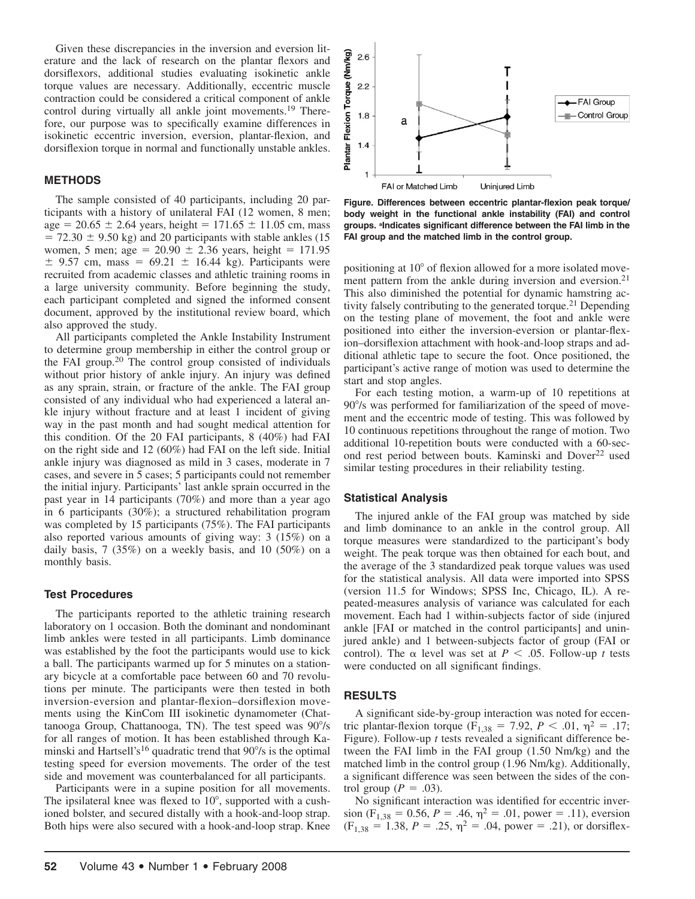Given these discrepancies in the inversion and eversion literature and the lack of research on the plantar flexors and dorsiflexors, additional studies evaluating isokinetic ankle torque values are necessary. Additionally, eccentric muscle contraction could be considered a critical component of ankle control during virtually all ankle joint movements.[19] Therefore, our purpose was to specifically examine differences in isokinetic eccentric inversion, eversion, plantar-flexion, and dorsiflexion torque in normal and functionally unstable ankles.

## METHODS

The sample consisted of 40 participants, including 20 participants with a history of unilateral FAI (12 women, 8 men; age = 20.65 ± 2.64 years, height = 171.65 ± 11.05 cm, mass = 72.30 ± 9.50 kg) and 20 participants with stable ankles (15 women, 5 men; age = 20.90 ± 2.36 years, height = 171.95 ± 9.57 cm, mass = 69.21 ± 16.44 kg). Participants were recruited from academic classes and athletic training rooms in a large university community. Before beginning the study, each participant completed and signed the informed consent document, approved by the institutional review board, which also approved the study.

All participants completed the Ankle Instability Instrument to determine group membership in either the control group or the FAI group.[20] The control group consisted of individuals without prior history of ankle injury. An injury was defined as any sprain, strain, or fracture of the ankle. The FAI group consisted of any individual who had experienced a lateral ankle injury without fracture and at least 1 incident of giving way in the past month and had sought medical attention for this condition. Of the 20 FAI participants, 8 (40%) had FAI on the right side and 12 (60%) had FAI on the left side. Initial ankle injury was diagnosed as mild in 3 cases, moderate in 7 cases, and severe in 5 cases; 5 participants could not remember the initial injury. Participants' last ankle sprain occurred in the past year in 14 participants (70%) and more than a year ago in 6 participants (30%); a structured rehabilitation program was completed by 15 participants (75%). The FAI participants also reported various amounts of giving way: 3 (15%) on a daily basis, 7 (35%) on a weekly basis, and 10 (50%) on a monthly basis.

### Test Procedures

The participants reported to the athletic training research laboratory on 1 occasion. Both the dominant and nondominant limb ankles were tested in all participants. Limb dominance was established by the foot the participants would use to kick a ball. The participants warmed up for 5 minutes on a stationary bicycle at a comfortable pace between 60 and 70 revolutions per minute. The participants were then tested in both inversion-eversion and plantar-flexion–dorsiflexion movements using the KinCom III isokinetic dynamometer (Chattanooga Group, Chattanooga, TN). The test speed was 90°/s for all ranges of motion. It has been established through Kaminski and Hartsell's[16] quadratic trend that 90°/s is the optimal testing speed for eversion movements. The order of the test side and movement was counterbalanced for all participants.

Participants were in a supine position for all movements. The ipsilateral knee was flexed to 10°, supported with a cushioned bolster, and secured distally with a hook-and-loop strap. Both hips were also secured with a hook-and-loop strap. Knee positioning at 10° of flexion allowed for a more isolated movement pattern from the ankle during inversion and eversion.[21] This also diminished the potential for dynamic hamstring activity falsely contributing to the generated torque.[21] Depending on the testing plane of movement, the foot and ankle were positioned into either the inversion-eversion or plantar-flexion–dorsiflexion attachment with hook-and-loop straps and additional athletic tape to secure the foot. Once positioned, the participant's active range of motion was used to determine the start and stop angles.

For each testing motion, a warm-up of 10 repetitions at 90°/s was performed for familiarization of the speed of movement and the eccentric mode of testing. This was followed by 10 continuous repetitions throughout the range of motion. Two additional 10-repetition bouts were conducted with a 60-second rest period between bouts. Kaminski and Dover[22] used similar testing procedures in their reliability testing.

**Figure. Differences between eccentric plantar-flexion peak torque/body weight in the functional ankle instability (FAI) and control groups. [a]Indicates significant difference between the FAI limb in the FAI group and the matched limb in the control group.**

### Statistical Analysis

The injured ankle of the FAI group was matched by side and limb dominance to an ankle in the control group. All torque measures were standardized to the participant's body weight. The peak torque was then obtained for each bout, and the average of the 3 standardized peak torque values was used for the statistical analysis. All data were imported into SPSS (version 11.5 for Windows; SPSS Inc, Chicago, IL). A repeated-measures analysis of variance was calculated for each movement. Each had 1 within-subjects factor of side (injured ankle [FAI or matched in the control participants] and uninjured ankle) and 1 between-subjects factor of group (FAI or control). The $\alpha$ level was set at $P < .05$. Follow-up *t* tests were conducted on all significant findings.

## RESULTS

A significant side-by-group interaction was noted for eccentric plantar-flexion torque ($F_{1,38} = 7.92$, $P < .01$, $\eta^2 = .17$; Figure). Follow-up *t* tests revealed a significant difference between the FAI limb in the FAI group (1.50 Nm/kg) and the matched limb in the control group (1.96 Nm/kg). Additionally, a significant difference was seen between the sides of the control group ($P = .03$).

No significant interaction was identified for eccentric inversion ($F_{1,38} = 0.56$, $P = .46$, $\eta^2 = .01$, power = .11), eversion ($F_{1,38} = 1.38$, $P = .25$, $\eta^2 = .04$, power = .21), or dorsiflex-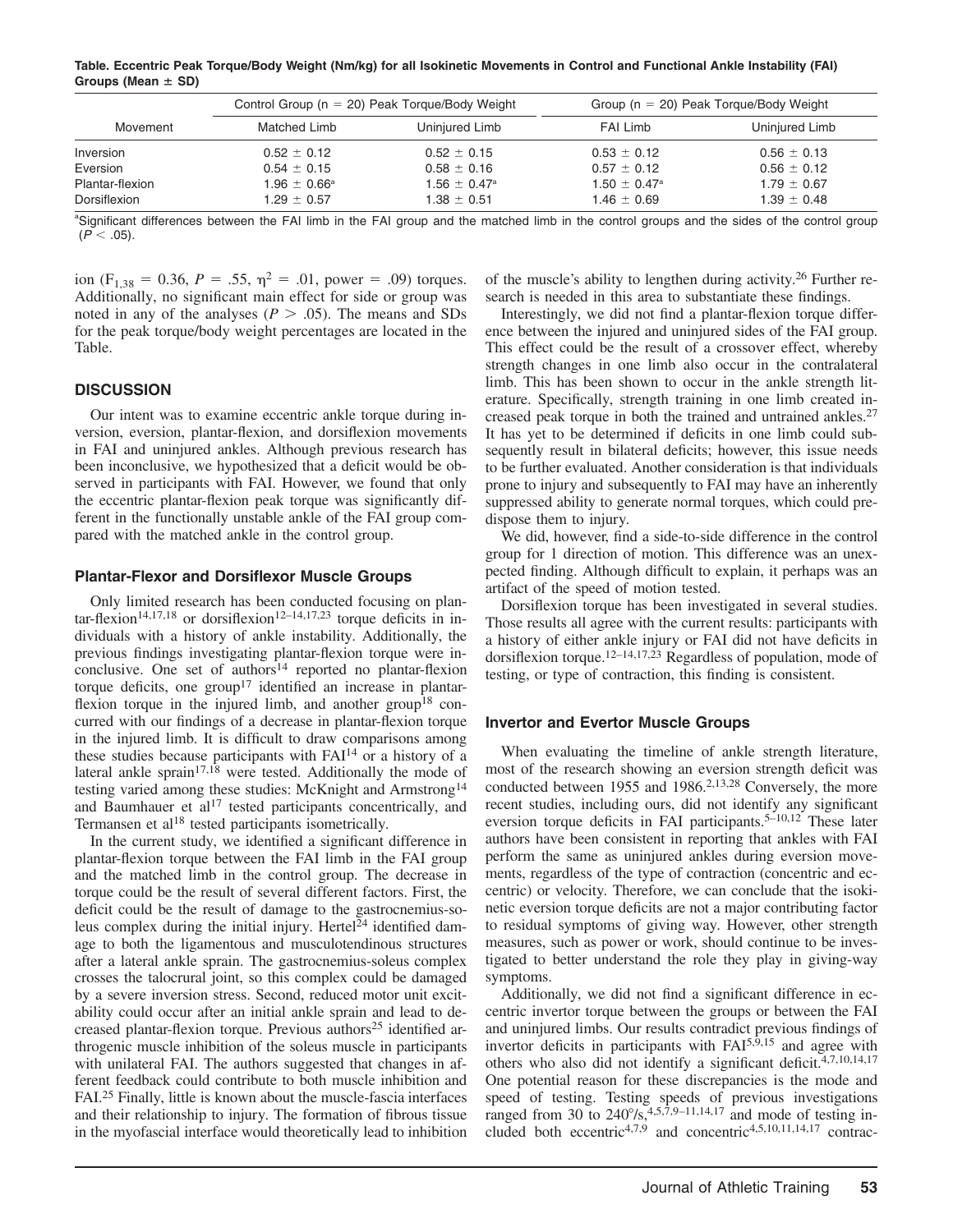**Table. Eccentric Peak Torque/Body Weight (Nm/kg) for all Isokinetic Movements in Control and Functional Ankle Instability (FAI) Groups (Mean ± SD)**

| Movement | Control Group (n = 20) Peak Torque/Body Weight | | Group (n = 20) Peak Torque/Body Weight | |
|---|---|---|---|---|
| | Matched Limb | Uninjured Limb | FAI Limb | Uninjured Limb |
| Inversion | 0.52 ± 0.12 | 0.52 ± 0.15 | 0.53 ± 0.12 | 0.56 ± 0.13 |
| Eversion | 0.54 ± 0.15 | 0.58 ± 0.16 | 0.57 ± 0.12 | 0.56 ± 0.12 |
| Plantar-flexion | 1.96 ± 0.66[a] | 1.56 ± 0.47[a] | 1.50 ± 0.47[a] | 1.79 ± 0.67 |
| Dorsiflexion | 1.29 ± 0.57 | 1.38 ± 0.51 | 1.46 ± 0.69 | 1.39 ± 0.48 |

[a]Significant differences between the FAI limb in the FAI group and the matched limb in the control groups and the sides of the control group ($P < .05$).

ion ($F_{1,38} = 0.36$, $P = .55$, $\eta^2 = .01$, power = .09) torques. Additionally, no significant main effect for side or group was noted in any of the analyses ($P > .05$). The means and SDs for the peak torque/body weight percentages are located in the Table.

## DISCUSSION

Our intent was to examine eccentric ankle torque during inversion, eversion, plantar-flexion, and dorsiflexion movements in FAI and uninjured ankles. Although previous research has been inconclusive, we hypothesized that a deficit would be observed in participants with FAI. However, we found that only the eccentric plantar-flexion peak torque was significantly different in the functionally unstable ankle of the FAI group compared with the matched ankle in the control group.

### Plantar-Flexor and Dorsiflexor Muscle Groups

Only limited research has been conducted focusing on plantar-flexion[14,17,18] or dorsiflexion[12–14,17,23] torque deficits in individuals with a history of ankle instability. Additionally, the previous findings investigating plantar-flexion torque were inconclusive. One set of authors[14] reported no plantar-flexion torque deficits, one group[17] identified an increase in plantar-flexion torque in the injured limb, and another group[18] concurred with our findings of a decrease in plantar-flexion torque in the injured limb. It is difficult to draw comparisons among these studies because participants with FAI[14] or a history of a lateral ankle sprain[17,18] were tested. Additionally the mode of testing varied among these studies: McKnight and Armstrong[14] and Baumhauer et al[17] tested participants concentrically, and Termansen et al[18] tested participants isometrically.

In the current study, we identified a significant difference in plantar-flexion torque between the FAI limb in the FAI group and the matched limb in the control group. The decrease in torque could be the result of several different factors. First, the deficit could be the result of damage to the gastrocnemius-soleus complex during the initial injury. Hertel[24] identified damage to both the ligamentous and musculotendinous structures after a lateral ankle sprain. The gastrocnemius-soleus complex crosses the talocrural joint, so this complex could be damaged by a severe inversion stress. Second, reduced motor unit excitability could occur after an initial ankle sprain and lead to decreased plantar-flexion torque. Previous authors[25] identified arthrogenic muscle inhibition of the soleus muscle in participants with unilateral FAI. The authors suggested that changes in afferent feedback could contribute to both muscle inhibition and FAI.[25] Finally, little is known about the muscle-fascia interfaces and their relationship to injury. The formation of fibrous tissue in the myofascial interface would theoretically lead to inhibition of the muscle's ability to lengthen during activity.[26] Further research is needed in this area to substantiate these findings.

Interestingly, we did not find a plantar-flexion torque difference between the injured and uninjured sides of the FAI group. This effect could be the result of a crossover effect, whereby strength changes in one limb also occur in the contralateral limb. This has been shown to occur in the ankle strength literature. Specifically, strength training in one limb created increased peak torque in both the trained and untrained ankles.[27] It has yet to be determined if deficits in one limb could subsequently result in bilateral deficits; however, this issue needs to be further evaluated. Another consideration is that individuals prone to injury and subsequently to FAI may have an inherently suppressed ability to generate normal torques, which could predispose them to injury.

We did, however, find a side-to-side difference in the control group for 1 direction of motion. This difference was an unexpected finding. Although difficult to explain, it perhaps was an artifact of the speed of motion tested.

Dorsiflexion torque has been investigated in several studies. Those results all agree with the current results: participants with a history of either ankle injury or FAI did not have deficits in dorsiflexion torque.[12–14,17,23] Regardless of population, mode of testing, or type of contraction, this finding is consistent.

### Invertor and Evertor Muscle Groups

When evaluating the timeline of ankle strength literature, most of the research showing an eversion strength deficit was conducted between 1955 and 1986.[2,13,28] Conversely, the more recent studies, including ours, did not identify any significant eversion torque deficits in FAI participants.[5–10,12] These later authors have been consistent in reporting that ankles with FAI perform the same as uninjured ankles during eversion movements, regardless of the type of contraction (concentric and eccentric) or velocity. Therefore, we can conclude that the isokinetic eversion torque deficits are not a major contributing factor to residual symptoms of giving way. However, other strength measures, such as power or work, should continue to be investigated to better understand the role they play in giving-way symptoms.

Additionally, we did not find a significant difference in eccentric invertor torque between the groups or between the FAI and uninjured limbs. Our results contradict previous findings of invertor deficits in participants with FAI[5,9,15] and agree with others who also did not identify a significant deficit.[4,7,10,14,17] One potential reason for these discrepancies is the mode and speed of testing. Testing speeds of previous investigations ranged from 30 to 240°/s,[4,5,7,9–11,14,17] and mode of testing included both eccentric[4,7,9] and concentric[4,5,10,11,14,17] contrac-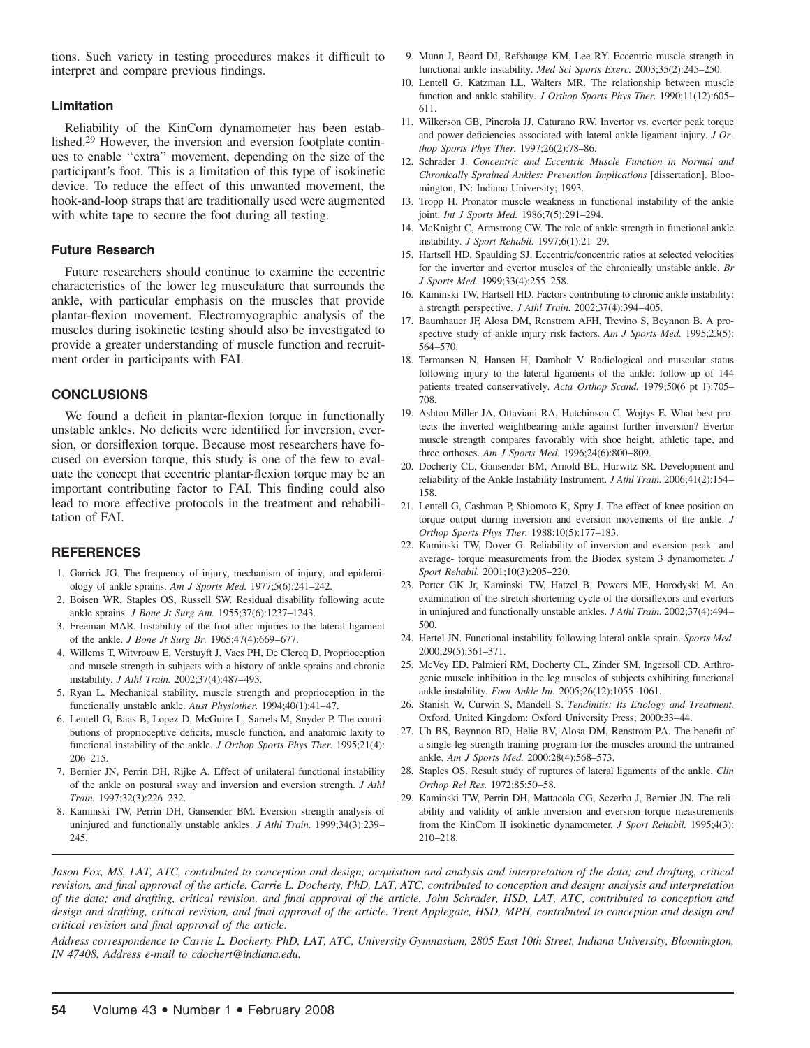tions. Such variety in testing procedures makes it difficult to interpret and compare previous findings.

### Limitation

Reliability of the KinCom dynamometer has been established.[29] However, the inversion and eversion footplate continues to enable ''extra'' movement, depending on the size of the participant's foot. This is a limitation of this type of isokinetic device. To reduce the effect of this unwanted movement, the hook-and-loop straps that are traditionally used were augmented with white tape to secure the foot during all testing.

### Future Research

Future researchers should continue to examine the eccentric characteristics of the lower leg musculature that surrounds the ankle, with particular emphasis on the muscles that provide plantar-flexion movement. Electromyographic analysis of the muscles during isokinetic testing should also be investigated to provide a greater understanding of muscle function and recruitment order in participants with FAI.

## CONCLUSIONS

We found a deficit in plantar-flexion torque in functionally unstable ankles. No deficits were identified for inversion, eversion, or dorsiflexion torque. Because most researchers have focused on eversion torque, this study is one of the few to evaluate the concept that eccentric plantar-flexion torque may be an important contributing factor to FAI. This finding could also lead to more effective protocols in the treatment and rehabilitation of FAI.

## REFERENCES

1. Garrick JG. The frequency of injury, mechanism of injury, and epidemiology of ankle sprains. *Am J Sports Med.* 1977;5(6):241–242.
2. Boisen WR, Staples OS, Russell SW. Residual disability following acute ankle sprains. *J Bone Jt Surg Am.* 1955;37(6):1237–1243.
3. Freeman MAR. Instability of the foot after injuries to the lateral ligament of the ankle. *J Bone Jt Surg Br.* 1965;47(4):669–677.
4. Willems T, Witvrouw E, Verstuyft J, Vaes PH, De Clercq D. Proprioception and muscle strength in subjects with a history of ankle sprains and chronic instability. *J Athl Train.* 2002;37(4):487–493.
5. Ryan L. Mechanical stability, muscle strength and proprioception in the functionally unstable ankle. *Aust Physiother.* 1994;40(1):41–47.
6. Lentell G, Baas B, Lopez D, McGuire L, Sarrels M, Snyder P. The contributions of proprioceptive deficits, muscle function, and anatomic laxity to functional instability of the ankle. *J Orthop Sports Phys Ther.* 1995;21(4):206–215.
7. Bernier JN, Perrin DH, Rijke A. Effect of unilateral functional instability of the ankle on postural sway and inversion and eversion strength. *J Athl Train.* 1997;32(3):226–232.
8. Kaminski TW, Perrin DH, Gansender BM. Eversion strength analysis of uninjured and functionally unstable ankles. *J Athl Train.* 1999;34(3):239–245.
9. Munn J, Beard DJ, Refshauge KM, Lee RY. Eccentric muscle strength in functional ankle instability. *Med Sci Sports Exerc.* 2003;35(2):245–250.
10. Lentell G, Katzman LL, Walters MR. The relationship between muscle function and ankle stability. *J Orthop Sports Phys Ther.* 1990;11(12):605–611.
11. Wilkerson GB, Pinerola JJ, Caturano RW. Invertor vs. evertor peak torque and power deficiencies associated with lateral ankle ligament injury. *J Orthop Sports Phys Ther.* 1997;26(2):78–86.
12. Schrader J. *Concentric and Eccentric Muscle Function in Normal and Chronically Sprained Ankles: Prevention Implications* [dissertation]. Bloomington, IN: Indiana University; 1993.
13. Tropp H. Pronator muscle weakness in functional instability of the ankle joint. *Int J Sports Med.* 1986;7(5):291–294.
14. McKnight C, Armstrong CW. The role of ankle strength in functional ankle instability. *J Sport Rehabil.* 1997;6(1):21–29.
15. Hartsell HD, Spaulding SJ. Eccentric/concentric ratios at selected velocities for the invertor and evertor muscles of the chronically unstable ankle. *Br J Sports Med.* 1999;33(4):255–258.
16. Kaminski TW, Hartsell HD. Factors contributing to chronic ankle instability: a strength perspective. *J Athl Train.* 2002;37(4):394–405.
17. Baumhauer JF, Alosa DM, Renstrom AFH, Trevino S, Beynnon B. A prospective study of ankle injury risk factors. *Am J Sports Med.* 1995;23(5):564–570.
18. Termansen N, Hansen H, Damholt V. Radiological and muscular status following injury to the lateral ligaments of the ankle: follow-up of 144 patients treated conservatively. *Acta Orthop Scand.* 1979;50(6 pt 1):705–708.
19. Ashton-Miller JA, Ottaviani RA, Hutchinson C, Wojtys E. What best protects the inverted weightbearing ankle against further inversion? Evertor muscle strength compares favorably with shoe height, athletic tape, and three orthoses. *Am J Sports Med.* 1996;24(6):800–809.
20. Docherty CL, Gansender BM, Arnold BL, Hurwitz SR. Development and reliability of the Ankle Instability Instrument. *J Athl Train.* 2006;41(2):154–158.
21. Lentell G, Cashman P, Shiomoto K, Spry J. The effect of knee position on torque output during inversion and eversion movements of the ankle. *J Orthop Sports Phys Ther.* 1988;10(5):177–183.
22. Kaminski TW, Dover G. Reliability of inversion and eversion peak- and average- torque measurements from the Biodex system 3 dynamometer. *J Sport Rehabil.* 2001;10(3):205–220.
23. Porter GK Jr, Kaminski TW, Hatzel B, Powers ME, Horodyski M. An examination of the stretch-shortening cycle of the dorsiflexors and evertors in uninjured and functionally unstable ankles. *J Athl Train.* 2002;37(4):494–500.
24. Hertel JN. Functional instability following lateral ankle sprain. *Sports Med.* 2000;29(5):361–371.
25. McVey ED, Palmieri RM, Docherty CL, Zinder SM, Ingersoll CD. Arthrogenic muscle inhibition in the leg muscles of subjects exhibiting functional ankle instability. *Foot Ankle Int.* 2005;26(12):1055–1061.
26. Stanish W, Curwin S, Mandell S. *Tendinitis: Its Etiology and Treatment.* Oxford, United Kingdom: Oxford University Press; 2000:33–44.
27. Uh BS, Beynnon BD, Helie BV, Alosa DM, Renstrom PA. The benefit of a single-leg strength training program for the muscles around the untrained ankle. *Am J Sports Med.* 2000;28(4):568–573.
28. Staples OS. Result study of ruptures of lateral ligaments of the ankle. *Clin Orthop Rel Res.* 1972;85:50–58.
29. Kaminski TW, Perrin DH, Mattacola CG, Sczerba J, Bernier JN. The reliability and validity of ankle inversion and eversion torque measurements from the KinCom II isokinetic dynamometer. *J Sport Rehabil.* 1995;4(3):210–218.

---

*Jason Fox, MS, LAT, ATC, contributed to conception and design; acquisition and analysis and interpretation of the data; and drafting, critical revision, and final approval of the article. Carrie L. Docherty, PhD, LAT, ATC, contributed to conception and design; analysis and interpretation of the data; and drafting, critical revision, and final approval of the article. John Schrader, HSD, LAT, ATC, contributed to conception and design and drafting, critical revision, and final approval of the article. Trent Applegate, HSD, MPH, contributed to conception and design and critical revision and final approval of the article.*

*Address correspondence to Carrie L. Docherty PhD, LAT, ATC, University Gymnasium, 2805 East 10th Street, Indiana University, Bloomington, IN 47408. Address e-mail to cdochert@indiana.edu.*